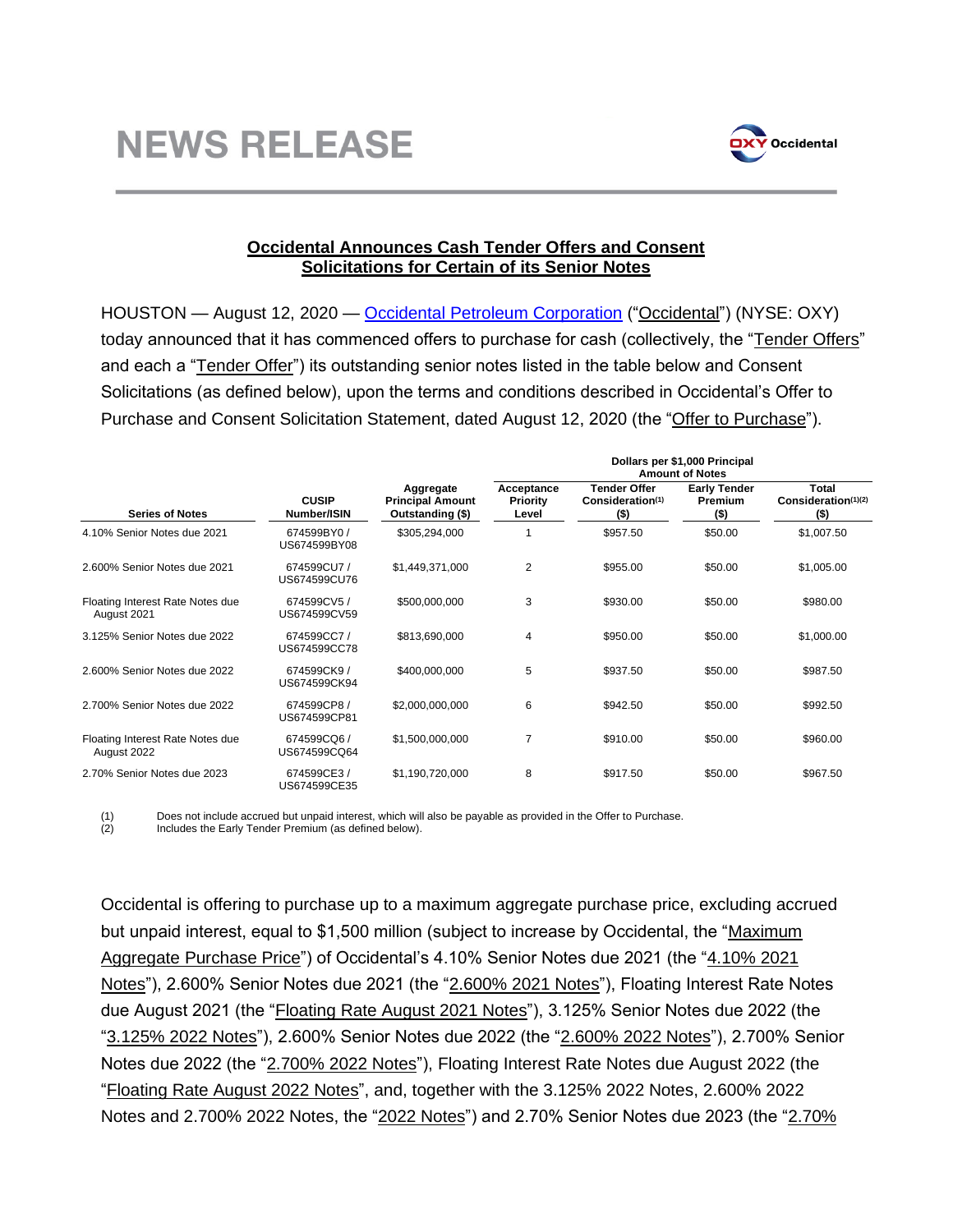# NEWS RELEASE

## Occidental Announces Cash Tender Offers and Consent Solicitations for Certain of its Senior Notes

HOUSTON — August 12, 2020 — Occidental Petroleum Corporation ("Occidental") (NYSE: OXY) today announced that it has commenced offers to purchase for cash (collectively, the "Tender Offers" and each a "Tender Offer") its outstanding senior notes listed in the table below and Consent Solicitations (as defined below), upon the terms and conditions described in Occidental's Offer to Purchase and Consent Solicitation Statement, dated August 12, 2020 (the "Offer to Purchase").

| | | | Dollars per $1,000 Principal Amount of Notes | | | |
|---|---|---|---|---|---|---|
| Series of Notes | CUSIP Number/ISIN | Aggregate Principal Amount Outstanding ($) | Acceptance Priority Level | Tender Offer Consideration[1] ($) | Early Tender Premium ($) | Total Consideration[1][2] ($) |
| 4.10% Senior Notes due 2021 | 674599BY0 / US674599BY08 | $305,294,000 | 1 | $957.50 | $50.00 | $1,007.50 |
| 2.600% Senior Notes due 2021 | 674599CU7 / US674599CU76 | $1,449,371,000 | 2 | $955.00 | $50.00 | $1,005.00 |
| Floating Interest Rate Notes due August 2021 | 674599CV5 / US674599CV59 | $500,000,000 | 3 | $930.00 | $50.00 | $980.00 |
| 3.125% Senior Notes due 2022 | 674599CC7 / US674599CC78 | $813,690,000 | 4 | $950.00 | $50.00 | $1,000.00 |
| 2.600% Senior Notes due 2022 | 674599CK9 / US674599CK94 | $400,000,000 | 5 | $937.50 | $50.00 | $987.50 |
| 2.700% Senior Notes due 2022 | 674599CP8 / US674599CP81 | $2,000,000,000 | 6 | $942.50 | $50.00 | $992.50 |
| Floating Interest Rate Notes due August 2022 | 674599CQ6 / US674599CQ64 | $1,500,000,000 | 7 | $910.00 | $50.00 | $960.00 |
| 2.70% Senior Notes due 2023 | 674599CE3 / US674599CE35 | $1,190,720,000 | 8 | $917.50 | $50.00 | $967.50 |

(1) Does not include accrued but unpaid interest, which will also be payable as provided in the Offer to Purchase.
(2) Includes the Early Tender Premium (as defined below).

Occidental is offering to purchase up to a maximum aggregate purchase price, excluding accrued but unpaid interest, equal to $1,500 million (subject to increase by Occidental, the "Maximum Aggregate Purchase Price") of Occidental's 4.10% Senior Notes due 2021 (the "4.10% 2021 Notes"), 2.600% Senior Notes due 2021 (the "2.600% 2021 Notes"), Floating Interest Rate Notes due August 2021 (the "Floating Rate August 2021 Notes"), 3.125% Senior Notes due 2022 (the "3.125% 2022 Notes"), 2.600% Senior Notes due 2022 (the "2.600% 2022 Notes"), 2.700% Senior Notes due 2022 (the "2.700% 2022 Notes"), Floating Interest Rate Notes due August 2022 (the "Floating Rate August 2022 Notes", and, together with the 3.125% 2022 Notes, 2.600% 2022 Notes and 2.700% 2022 Notes, the "2022 Notes") and 2.70% Senior Notes due 2023 (the "2.70%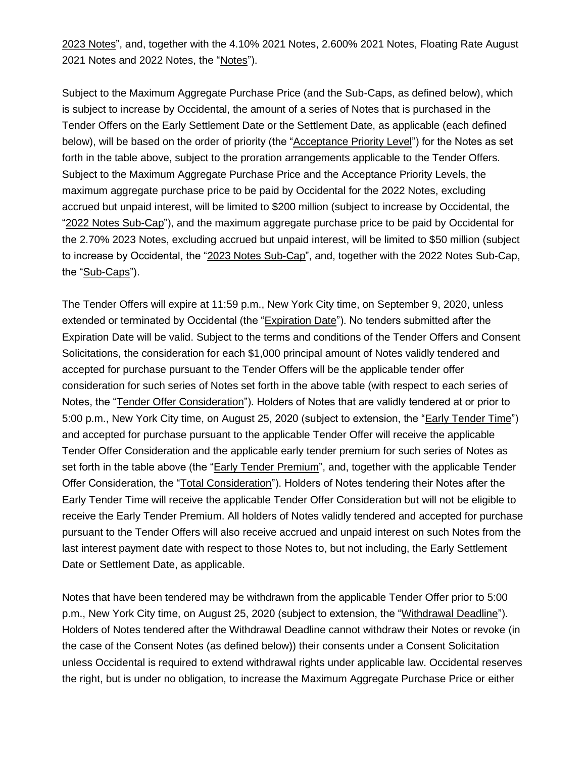2023 Notes", and, together with the 4.10% 2021 Notes, 2.600% 2021 Notes, Floating Rate August 2021 Notes and 2022 Notes, the "Notes").

Subject to the Maximum Aggregate Purchase Price (and the Sub-Caps, as defined below), which is subject to increase by Occidental, the amount of a series of Notes that is purchased in the Tender Offers on the Early Settlement Date or the Settlement Date, as applicable (each defined below), will be based on the order of priority (the "Acceptance Priority Level") for the Notes as set forth in the table above, subject to the proration arrangements applicable to the Tender Offers. Subject to the Maximum Aggregate Purchase Price and the Acceptance Priority Levels, the maximum aggregate purchase price to be paid by Occidental for the 2022 Notes, excluding accrued but unpaid interest, will be limited to $200 million (subject to increase by Occidental, the "2022 Notes Sub-Cap"), and the maximum aggregate purchase price to be paid by Occidental for the 2.70% 2023 Notes, excluding accrued but unpaid interest, will be limited to $50 million (subject to increase by Occidental, the "2023 Notes Sub-Cap", and, together with the 2022 Notes Sub-Cap, the "Sub-Caps").

The Tender Offers will expire at 11:59 p.m., New York City time, on September 9, 2020, unless extended or terminated by Occidental (the "Expiration Date"). No tenders submitted after the Expiration Date will be valid. Subject to the terms and conditions of the Tender Offers and Consent Solicitations, the consideration for each $1,000 principal amount of Notes validly tendered and accepted for purchase pursuant to the Tender Offers will be the applicable tender offer consideration for such series of Notes set forth in the above table (with respect to each series of Notes, the "Tender Offer Consideration"). Holders of Notes that are validly tendered at or prior to 5:00 p.m., New York City time, on August 25, 2020 (subject to extension, the "Early Tender Time") and accepted for purchase pursuant to the applicable Tender Offer will receive the applicable Tender Offer Consideration and the applicable early tender premium for such series of Notes as set forth in the table above (the "Early Tender Premium", and, together with the applicable Tender Offer Consideration, the "Total Consideration"). Holders of Notes tendering their Notes after the Early Tender Time will receive the applicable Tender Offer Consideration but will not be eligible to receive the Early Tender Premium. All holders of Notes validly tendered and accepted for purchase pursuant to the Tender Offers will also receive accrued and unpaid interest on such Notes from the last interest payment date with respect to those Notes to, but not including, the Early Settlement Date or Settlement Date, as applicable.

Notes that have been tendered may be withdrawn from the applicable Tender Offer prior to 5:00 p.m., New York City time, on August 25, 2020 (subject to extension, the "Withdrawal Deadline"). Holders of Notes tendered after the Withdrawal Deadline cannot withdraw their Notes or revoke (in the case of the Consent Notes (as defined below)) their consents under a Consent Solicitation unless Occidental is required to extend withdrawal rights under applicable law. Occidental reserves the right, but is under no obligation, to increase the Maximum Aggregate Purchase Price or either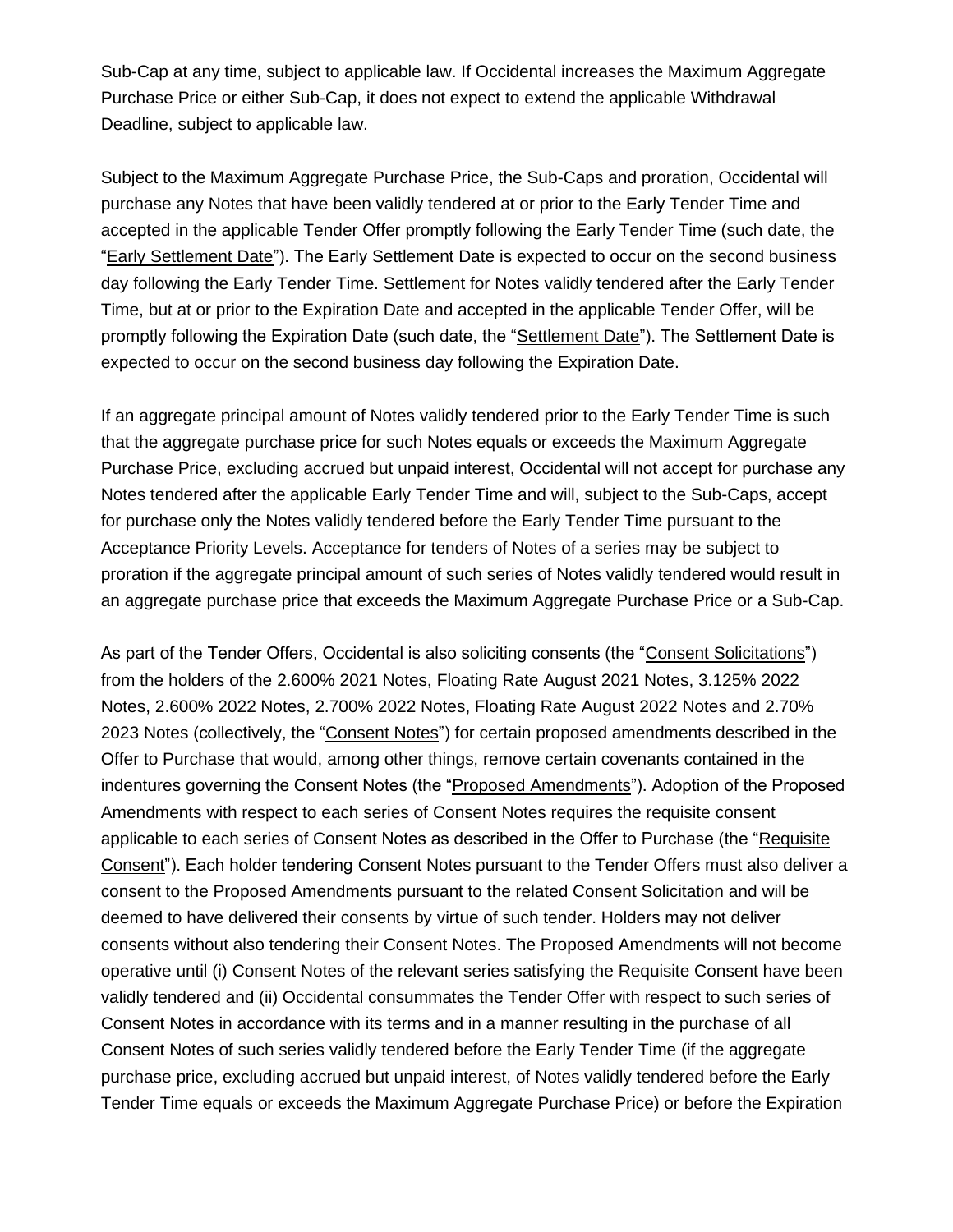Sub-Cap at any time, subject to applicable law. If Occidental increases the Maximum Aggregate Purchase Price or either Sub-Cap, it does not expect to extend the applicable Withdrawal Deadline, subject to applicable law.

Subject to the Maximum Aggregate Purchase Price, the Sub-Caps and proration, Occidental will purchase any Notes that have been validly tendered at or prior to the Early Tender Time and accepted in the applicable Tender Offer promptly following the Early Tender Time (such date, the "Early Settlement Date"). The Early Settlement Date is expected to occur on the second business day following the Early Tender Time. Settlement for Notes validly tendered after the Early Tender Time, but at or prior to the Expiration Date and accepted in the applicable Tender Offer, will be promptly following the Expiration Date (such date, the "Settlement Date"). The Settlement Date is expected to occur on the second business day following the Expiration Date.

If an aggregate principal amount of Notes validly tendered prior to the Early Tender Time is such that the aggregate purchase price for such Notes equals or exceeds the Maximum Aggregate Purchase Price, excluding accrued but unpaid interest, Occidental will not accept for purchase any Notes tendered after the applicable Early Tender Time and will, subject to the Sub-Caps, accept for purchase only the Notes validly tendered before the Early Tender Time pursuant to the Acceptance Priority Levels. Acceptance for tenders of Notes of a series may be subject to proration if the aggregate principal amount of such series of Notes validly tendered would result in an aggregate purchase price that exceeds the Maximum Aggregate Purchase Price or a Sub-Cap.

As part of the Tender Offers, Occidental is also soliciting consents (the "Consent Solicitations") from the holders of the 2.600% 2021 Notes, Floating Rate August 2021 Notes, 3.125% 2022 Notes, 2.600% 2022 Notes, 2.700% 2022 Notes, Floating Rate August 2022 Notes and 2.70% 2023 Notes (collectively, the "Consent Notes") for certain proposed amendments described in the Offer to Purchase that would, among other things, remove certain covenants contained in the indentures governing the Consent Notes (the "Proposed Amendments"). Adoption of the Proposed Amendments with respect to each series of Consent Notes requires the requisite consent applicable to each series of Consent Notes as described in the Offer to Purchase (the "Requisite Consent"). Each holder tendering Consent Notes pursuant to the Tender Offers must also deliver a consent to the Proposed Amendments pursuant to the related Consent Solicitation and will be deemed to have delivered their consents by virtue of such tender. Holders may not deliver consents without also tendering their Consent Notes. The Proposed Amendments will not become operative until (i) Consent Notes of the relevant series satisfying the Requisite Consent have been validly tendered and (ii) Occidental consummates the Tender Offer with respect to such series of Consent Notes in accordance with its terms and in a manner resulting in the purchase of all Consent Notes of such series validly tendered before the Early Tender Time (if the aggregate purchase price, excluding accrued but unpaid interest, of Notes validly tendered before the Early Tender Time equals or exceeds the Maximum Aggregate Purchase Price) or before the Expiration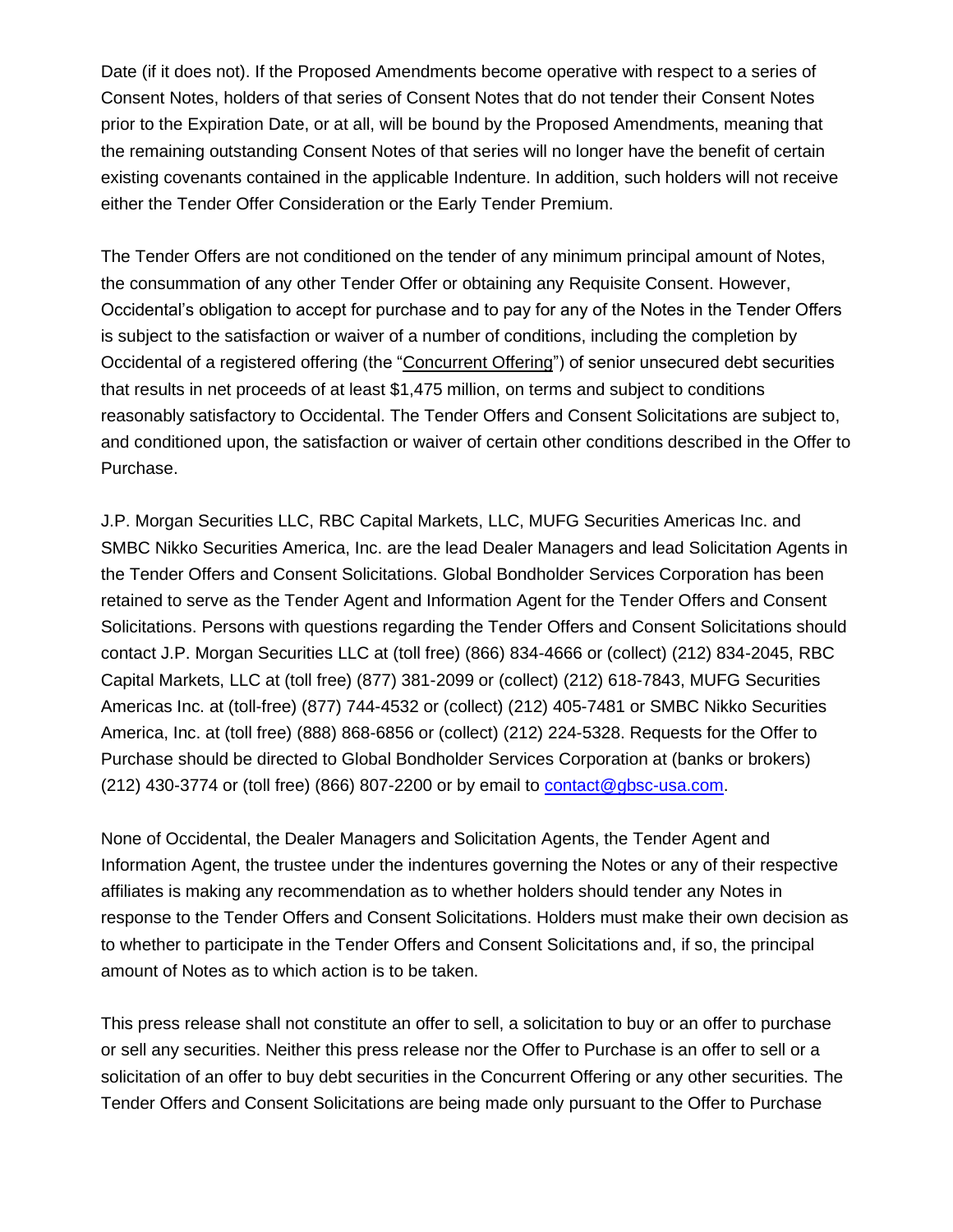Date (if it does not). If the Proposed Amendments become operative with respect to a series of Consent Notes, holders of that series of Consent Notes that do not tender their Consent Notes prior to the Expiration Date, or at all, will be bound by the Proposed Amendments, meaning that the remaining outstanding Consent Notes of that series will no longer have the benefit of certain existing covenants contained in the applicable Indenture. In addition, such holders will not receive either the Tender Offer Consideration or the Early Tender Premium.

The Tender Offers are not conditioned on the tender of any minimum principal amount of Notes, the consummation of any other Tender Offer or obtaining any Requisite Consent. However, Occidental's obligation to accept for purchase and to pay for any of the Notes in the Tender Offers is subject to the satisfaction or waiver of a number of conditions, including the completion by Occidental of a registered offering (the "Concurrent Offering") of senior unsecured debt securities that results in net proceeds of at least $1,475 million, on terms and subject to conditions reasonably satisfactory to Occidental. The Tender Offers and Consent Solicitations are subject to, and conditioned upon, the satisfaction or waiver of certain other conditions described in the Offer to Purchase.

J.P. Morgan Securities LLC, RBC Capital Markets, LLC, MUFG Securities Americas Inc. and SMBC Nikko Securities America, Inc. are the lead Dealer Managers and lead Solicitation Agents in the Tender Offers and Consent Solicitations. Global Bondholder Services Corporation has been retained to serve as the Tender Agent and Information Agent for the Tender Offers and Consent Solicitations. Persons with questions regarding the Tender Offers and Consent Solicitations should contact J.P. Morgan Securities LLC at (toll free) (866) 834-4666 or (collect) (212) 834-2045, RBC Capital Markets, LLC at (toll free) (877) 381-2099 or (collect) (212) 618-7843, MUFG Securities Americas Inc. at (toll-free) (877) 744-4532 or (collect) (212) 405-7481 or SMBC Nikko Securities America, Inc. at (toll free) (888) 868-6856 or (collect) (212) 224-5328. Requests for the Offer to Purchase should be directed to Global Bondholder Services Corporation at (banks or brokers) (212) 430-3774 or (toll free) (866) 807-2200 or by email to contact@gbsc-usa.com.

None of Occidental, the Dealer Managers and Solicitation Agents, the Tender Agent and Information Agent, the trustee under the indentures governing the Notes or any of their respective affiliates is making any recommendation as to whether holders should tender any Notes in response to the Tender Offers and Consent Solicitations. Holders must make their own decision as to whether to participate in the Tender Offers and Consent Solicitations and, if so, the principal amount of Notes as to which action is to be taken.

This press release shall not constitute an offer to sell, a solicitation to buy or an offer to purchase or sell any securities. Neither this press release nor the Offer to Purchase is an offer to sell or a solicitation of an offer to buy debt securities in the Concurrent Offering or any other securities. The Tender Offers and Consent Solicitations are being made only pursuant to the Offer to Purchase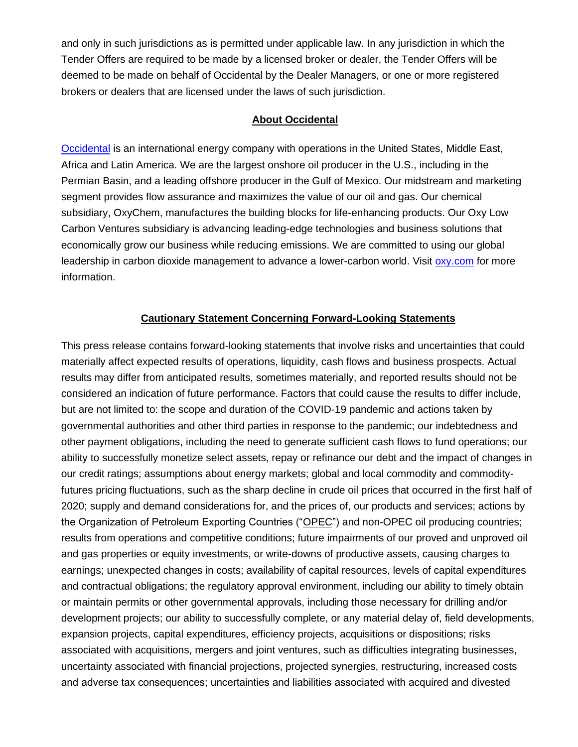and only in such jurisdictions as is permitted under applicable law. In any jurisdiction in which the Tender Offers are required to be made by a licensed broker or dealer, the Tender Offers will be deemed to be made on behalf of Occidental by the Dealer Managers, or one or more registered brokers or dealers that are licensed under the laws of such jurisdiction.

**About Occidental**

Occidental is an international energy company with operations in the United States, Middle East, Africa and Latin America. We are the largest onshore oil producer in the U.S., including in the Permian Basin, and a leading offshore producer in the Gulf of Mexico. Our midstream and marketing segment provides flow assurance and maximizes the value of our oil and gas. Our chemical subsidiary, OxyChem, manufactures the building blocks for life-enhancing products. Our Oxy Low Carbon Ventures subsidiary is advancing leading-edge technologies and business solutions that economically grow our business while reducing emissions. We are committed to using our global leadership in carbon dioxide management to advance a lower-carbon world. Visit oxy.com for more information.

**Cautionary Statement Concerning Forward-Looking Statements**

This press release contains forward-looking statements that involve risks and uncertainties that could materially affect expected results of operations, liquidity, cash flows and business prospects. Actual results may differ from anticipated results, sometimes materially, and reported results should not be considered an indication of future performance. Factors that could cause the results to differ include, but are not limited to: the scope and duration of the COVID-19 pandemic and actions taken by governmental authorities and other third parties in response to the pandemic; our indebtedness and other payment obligations, including the need to generate sufficient cash flows to fund operations; our ability to successfully monetize select assets, repay or refinance our debt and the impact of changes in our credit ratings; assumptions about energy markets; global and local commodity and commodity-futures pricing fluctuations, such as the sharp decline in crude oil prices that occurred in the first half of 2020; supply and demand considerations for, and the prices of, our products and services; actions by the Organization of Petroleum Exporting Countries ("OPEC") and non-OPEC oil producing countries; results from operations and competitive conditions; future impairments of our proved and unproved oil and gas properties or equity investments, or write-downs of productive assets, causing charges to earnings; unexpected changes in costs; availability of capital resources, levels of capital expenditures and contractual obligations; the regulatory approval environment, including our ability to timely obtain or maintain permits or other governmental approvals, including those necessary for drilling and/or development projects; our ability to successfully complete, or any material delay of, field developments, expansion projects, capital expenditures, efficiency projects, acquisitions or dispositions; risks associated with acquisitions, mergers and joint ventures, such as difficulties integrating businesses, uncertainty associated with financial projections, projected synergies, restructuring, increased costs and adverse tax consequences; uncertainties and liabilities associated with acquired and divested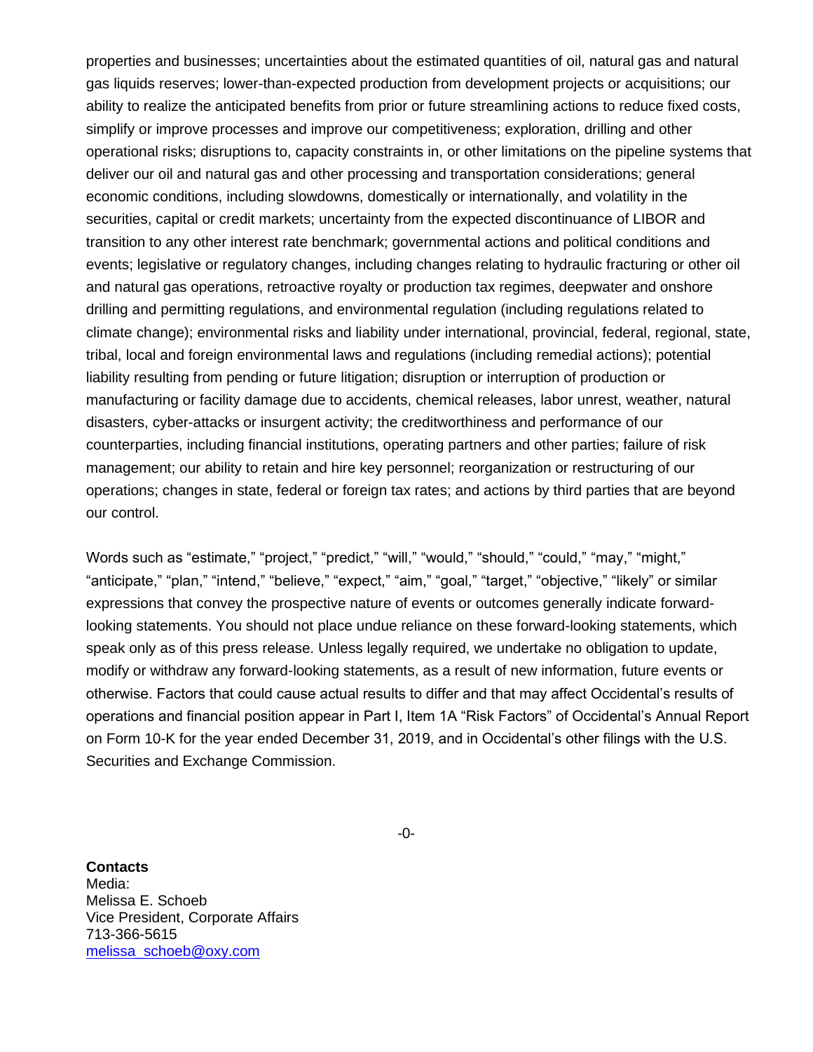properties and businesses; uncertainties about the estimated quantities of oil, natural gas and natural gas liquids reserves; lower-than-expected production from development projects or acquisitions; our ability to realize the anticipated benefits from prior or future streamlining actions to reduce fixed costs, simplify or improve processes and improve our competitiveness; exploration, drilling and other operational risks; disruptions to, capacity constraints in, or other limitations on the pipeline systems that deliver our oil and natural gas and other processing and transportation considerations; general economic conditions, including slowdowns, domestically or internationally, and volatility in the securities, capital or credit markets; uncertainty from the expected discontinuance of LIBOR and transition to any other interest rate benchmark; governmental actions and political conditions and events; legislative or regulatory changes, including changes relating to hydraulic fracturing or other oil and natural gas operations, retroactive royalty or production tax regimes, deepwater and onshore drilling and permitting regulations, and environmental regulation (including regulations related to climate change); environmental risks and liability under international, provincial, federal, regional, state, tribal, local and foreign environmental laws and regulations (including remedial actions); potential liability resulting from pending or future litigation; disruption or interruption of production or manufacturing or facility damage due to accidents, chemical releases, labor unrest, weather, natural disasters, cyber-attacks or insurgent activity; the creditworthiness and performance of our counterparties, including financial institutions, operating partners and other parties; failure of risk management; our ability to retain and hire key personnel; reorganization or restructuring of our operations; changes in state, federal or foreign tax rates; and actions by third parties that are beyond our control.

Words such as "estimate," "project," "predict," "will," "would," "should," "could," "may," "might," "anticipate," "plan," "intend," "believe," "expect," "aim," "goal," "target," "objective," "likely" or similar expressions that convey the prospective nature of events or outcomes generally indicate forward-looking statements. You should not place undue reliance on these forward-looking statements, which speak only as of this press release. Unless legally required, we undertake no obligation to update, modify or withdraw any forward-looking statements, as a result of new information, future events or otherwise. Factors that could cause actual results to differ and that may affect Occidental's results of operations and financial position appear in Part I, Item 1A "Risk Factors" of Occidental's Annual Report on Form 10-K for the year ended December 31, 2019, and in Occidental's other filings with the U.S. Securities and Exchange Commission.

-0-

**Contacts**
Media:
Melissa E. Schoeb
Vice President, Corporate Affairs
713-366-5615
melissa_schoeb@oxy.com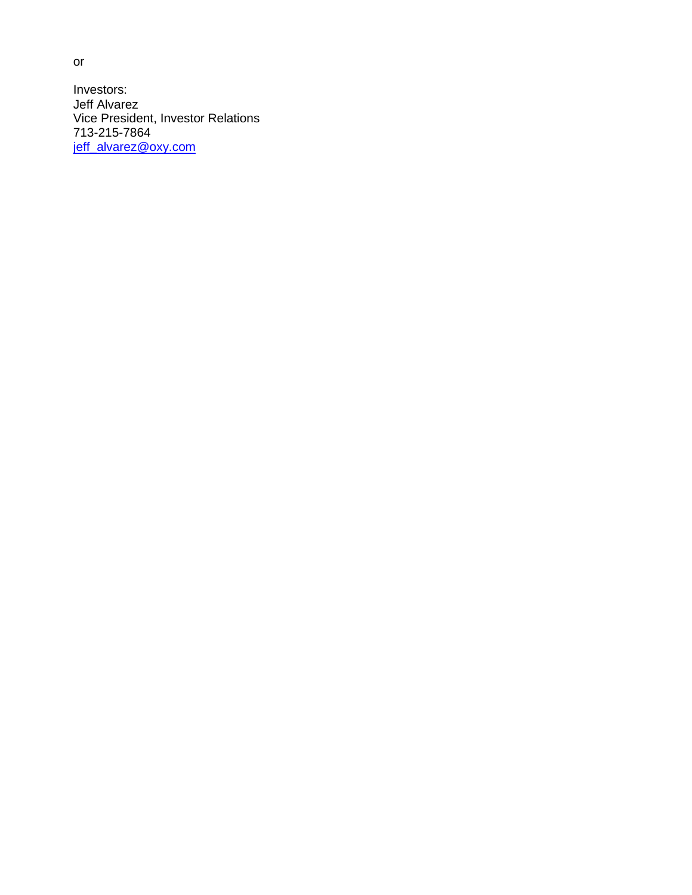or

Investors:
Jeff Alvarez
Vice President, Investor Relations
713-215-7864
jeff_alvarez@oxy.com